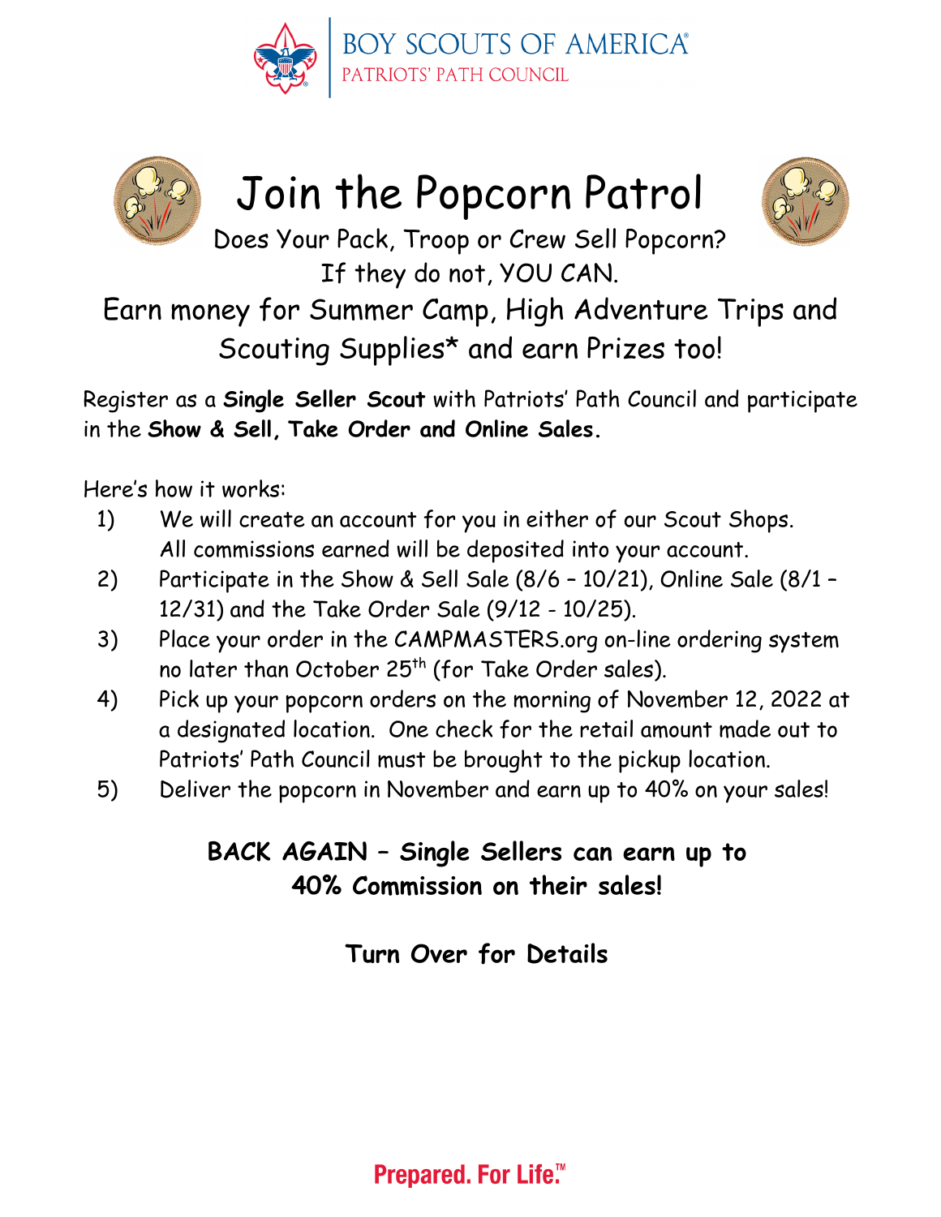BOY SCOUTS OF AMERICA®
PATRIOTS' PATH COUNCIL

# Join the Popcorn Patrol

Does Your Pack, Troop or Crew Sell Popcorn?
If they do not, YOU CAN.

Earn money for Summer Camp, High Adventure Trips and Scouting Supplies* and earn Prizes too!

Register as a **Single Seller Scout** with Patriots' Path Council and participate in the **Show & Sell, Take Order and Online Sales.**

Here's how it works:

1) We will create an account for you in either of our Scout Shops. All commissions earned will be deposited into your account.
2) Participate in the Show & Sell Sale (8/6 – 10/21), Online Sale (8/1 – 12/31) and the Take Order Sale (9/12 - 10/25).
3) Place your order in the CAMPMASTERS.org on-line ordering system no later than October 25th (for Take Order sales).
4) Pick up your popcorn orders on the morning of November 12, 2022 at a designated location. One check for the retail amount made out to Patriots' Path Council must be brought to the pickup location.
5) Deliver the popcorn in November and earn up to 40% on your sales!

**BACK AGAIN – Single Sellers can earn up to 40% Commission on their sales!**

**Turn Over for Details**

Prepared. For Life.™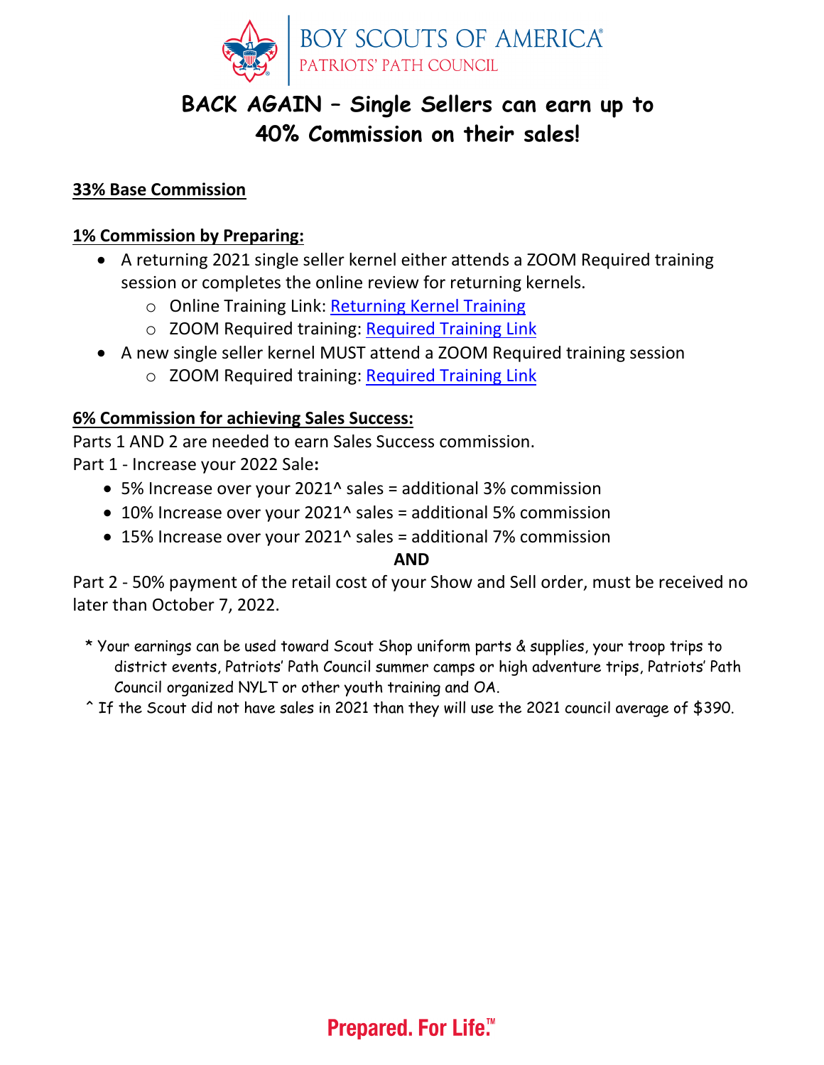BOY SCOUTS OF AMERICA®
PATRIOTS' PATH COUNCIL

# BACK AGAIN – Single Sellers can earn up to 40% Commission on their sales!

**33% Base Commission**

**1% Commission by Preparing:**

- A returning 2021 single seller kernel either attends a ZOOM Required training session or completes the online review for returning kernels.
  - Online Training Link: Returning Kernel Training
  - ZOOM Required training: Required Training Link
- A new single seller kernel MUST attend a ZOOM Required training session
  - ZOOM Required training: Required Training Link

**6% Commission for achieving Sales Success:**

Parts 1 AND 2 are needed to earn Sales Success commission.

Part 1 - Increase your 2022 Sale**:**

- 5% Increase over your 2021^ sales = additional 3% commission
- 10% Increase over your 2021^ sales = additional 5% commission
- 15% Increase over your 2021^ sales = additional 7% commission

**AND**

Part 2 - 50% payment of the retail cost of your Show and Sell order, must be received no later than October 7, 2022.

\* Your earnings can be used toward Scout Shop uniform parts & supplies, your troop trips to district events, Patriots' Path Council summer camps or high adventure trips, Patriots' Path Council organized NYLT or other youth training and OA.

^ If the Scout did not have sales in 2021 than they will use the 2021 council average of $390.

Prepared. For Life.™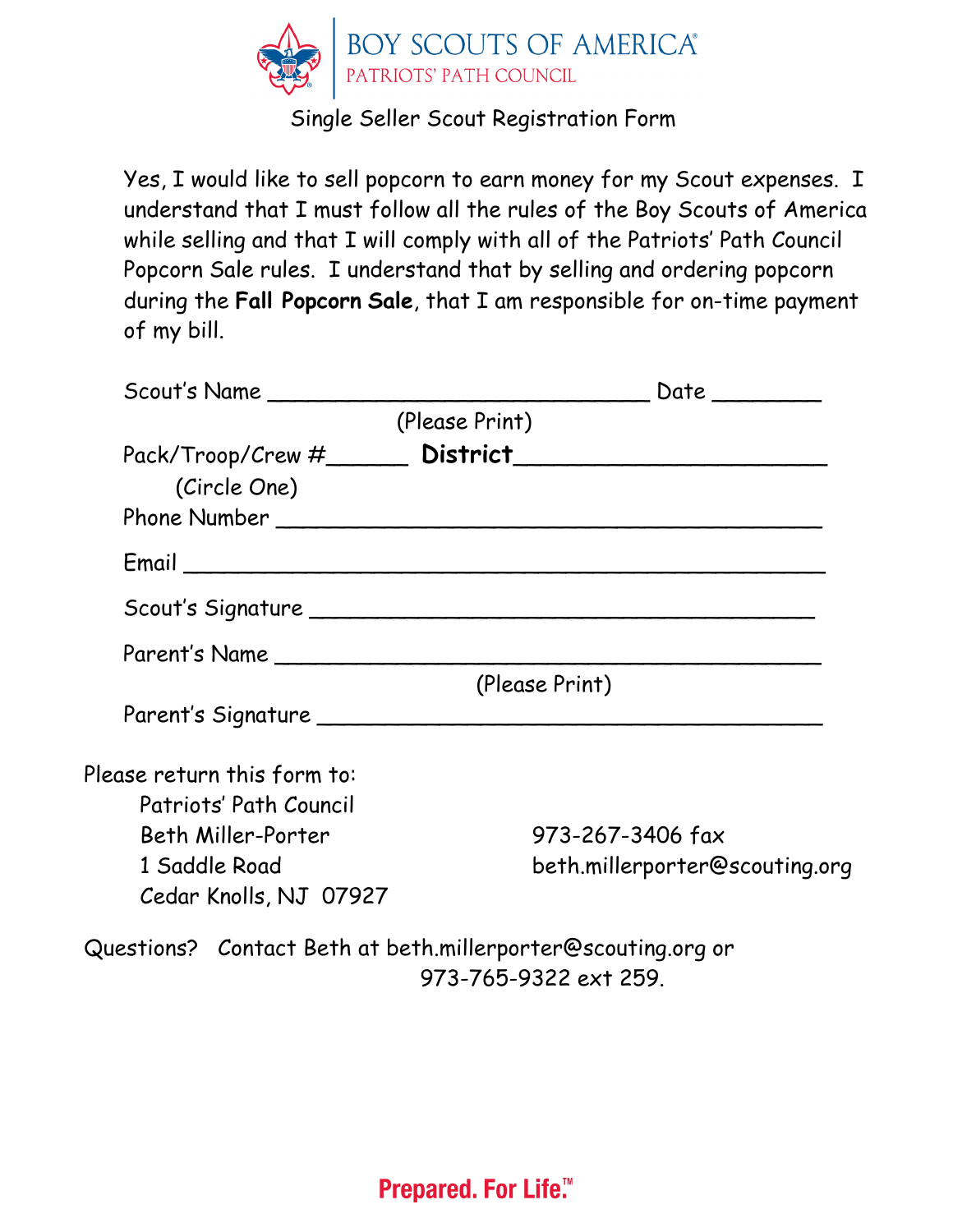BOY SCOUTS OF AMERICA®
PATRIOTS' PATH COUNCIL

# Single Seller Scout Registration Form

Yes, I would like to sell popcorn to earn money for my Scout expenses. I understand that I must follow all the rules of the Boy Scouts of America while selling and that I will comply with all of the Patriots' Path Council Popcorn Sale rules. I understand that by selling and ordering popcorn during the **Fall Popcorn Sale**, that I am responsible for on-time payment of my bill.

Scout's Name ______________________________ Date ________
(Please Print)

Pack/Troop/Crew #______ **District**______________________
(Circle One)

Phone Number ________________________________________

Email ______________________________________________

Scout's Signature ____________________________________

Parent's Name _______________________________________
(Please Print)

Parent's Signature ____________________________________

Please return this form to:

Patriots' Path Council
Beth Miller-Porter
1 Saddle Road
Cedar Knolls, NJ 07927

973-267-3406 fax
beth.millerporter@scouting.org

Questions? Contact Beth at beth.millerporter@scouting.org or 973-765-9322 ext 259.

Prepared. For Life.™